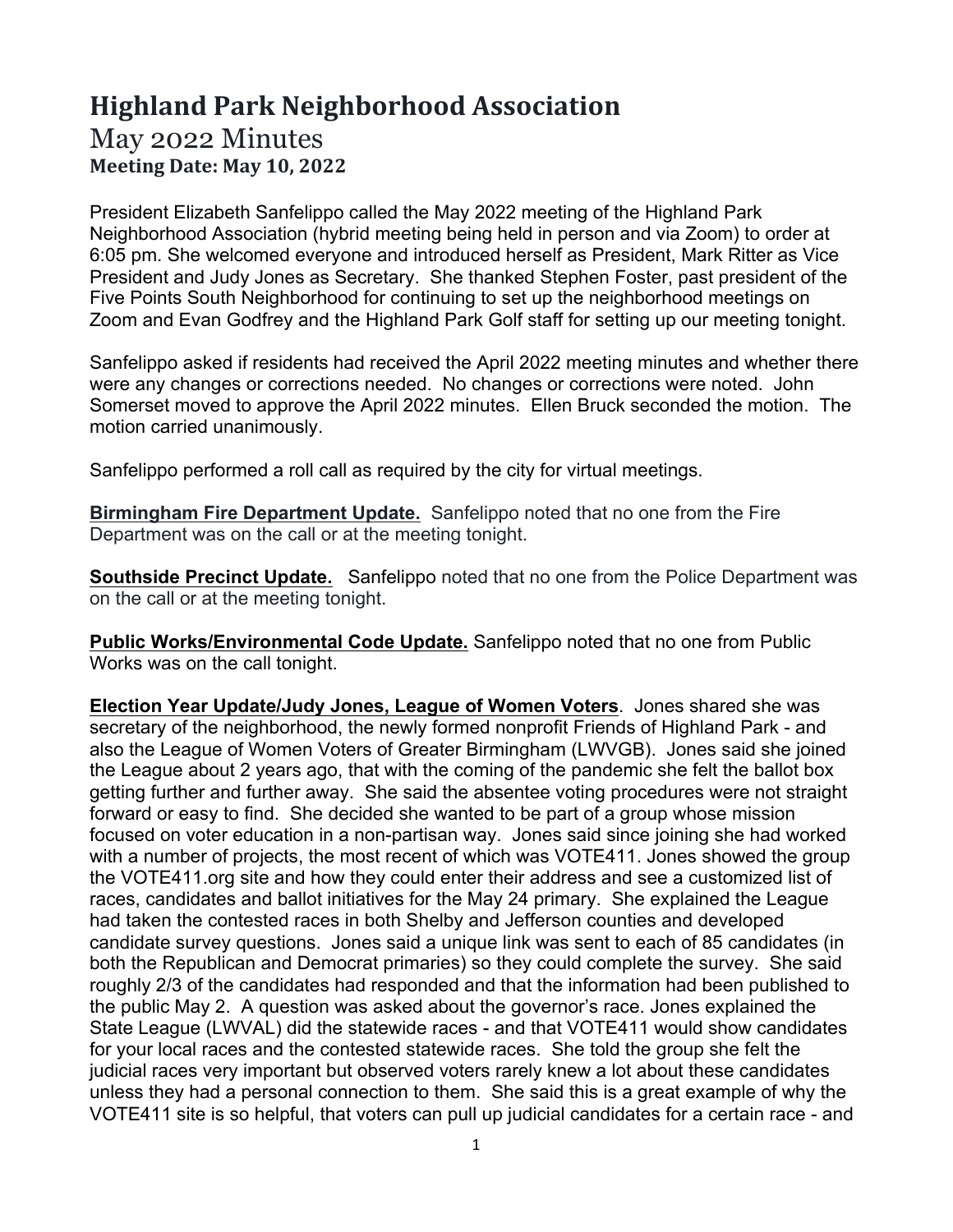# Highland Park Neighborhood Association

## May 2022 Minutes

### Meeting Date: May 10, 2022

President Elizabeth Sanfelippo called the May 2022 meeting of the Highland Park Neighborhood Association (hybrid meeting being held in person and via Zoom) to order at 6:05 pm. She welcomed everyone and introduced herself as President, Mark Ritter as Vice President and Judy Jones as Secretary. She thanked Stephen Foster, past president of the Five Points South Neighborhood for continuing to set up the neighborhood meetings on Zoom and Evan Godfrey and the Highland Park Golf staff for setting up our meeting tonight.

Sanfelippo asked if residents had received the April 2022 meeting minutes and whether there were any changes or corrections needed. No changes or corrections were noted. John Somerset moved to approve the April 2022 minutes. Ellen Bruck seconded the motion. The motion carried unanimously.

Sanfelippo performed a roll call as required by the city for virtual meetings.

**Birmingham Fire Department Update.** Sanfelippo noted that no one from the Fire Department was on the call or at the meeting tonight.

**Southside Precinct Update.** Sanfelippo noted that no one from the Police Department was on the call or at the meeting tonight.

**Public Works/Environmental Code Update.** Sanfelippo noted that no one from Public Works was on the call tonight.

**Election Year Update/Judy Jones, League of Women Voters**. Jones shared she was secretary of the neighborhood, the newly formed nonprofit Friends of Highland Park - and also the League of Women Voters of Greater Birmingham (LWVGB). Jones said she joined the League about 2 years ago, that with the coming of the pandemic she felt the ballot box getting further and further away. She said the absentee voting procedures were not straight forward or easy to find. She decided she wanted to be part of a group whose mission focused on voter education in a non-partisan way. Jones said since joining she had worked with a number of projects, the most recent of which was VOTE411. Jones showed the group the VOTE411.org site and how they could enter their address and see a customized list of races, candidates and ballot initiatives for the May 24 primary. She explained the League had taken the contested races in both Shelby and Jefferson counties and developed candidate survey questions. Jones said a unique link was sent to each of 85 candidates (in both the Republican and Democrat primaries) so they could complete the survey. She said roughly 2/3 of the candidates had responded and that the information had been published to the public May 2. A question was asked about the governor's race. Jones explained the State League (LWVAL) did the statewide races - and that VOTE411 would show candidates for your local races and the contested statewide races. She told the group she felt the judicial races very important but observed voters rarely knew a lot about these candidates unless they had a personal connection to them. She said this is a great example of why the VOTE411 site is so helpful, that voters can pull up judicial candidates for a certain race - and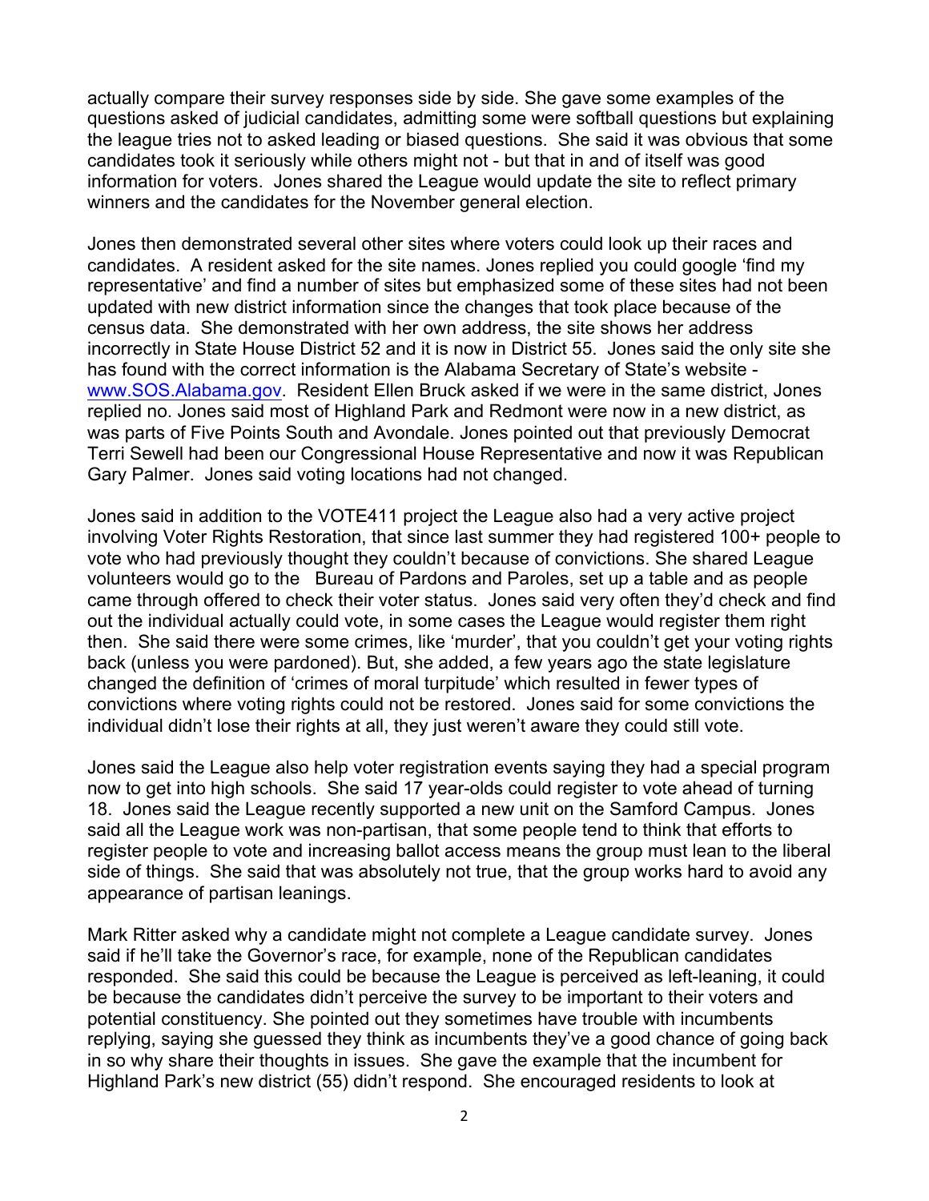actually compare their survey responses side by side. She gave some examples of the questions asked of judicial candidates, admitting some were softball questions but explaining the league tries not to asked leading or biased questions. She said it was obvious that some candidates took it seriously while others might not - but that in and of itself was good information for voters. Jones shared the League would update the site to reflect primary winners and the candidates for the November general election.

Jones then demonstrated several other sites where voters could look up their races and candidates. A resident asked for the site names. Jones replied you could google 'find my representative' and find a number of sites but emphasized some of these sites had not been updated with new district information since the changes that took place because of the census data. She demonstrated with her own address, the site shows her address incorrectly in State House District 52 and it is now in District 55. Jones said the only site she has found with the correct information is the Alabama Secretary of State's website - [www.SOS.Alabama.gov](http://www.SOS.Alabama.gov). Resident Ellen Bruck asked if we were in the same district, Jones replied no. Jones said most of Highland Park and Redmont were now in a new district, as was parts of Five Points South and Avondale. Jones pointed out that previously Democrat Terri Sewell had been our Congressional House Representative and now it was Republican Gary Palmer. Jones said voting locations had not changed.

Jones said in addition to the VOTE411 project the League also had a very active project involving Voter Rights Restoration, that since last summer they had registered 100+ people to vote who had previously thought they couldn't because of convictions. She shared League volunteers would go to the Bureau of Pardons and Paroles, set up a table and as people came through offered to check their voter status. Jones said very often they'd check and find out the individual actually could vote, in some cases the League would register them right then. She said there were some crimes, like 'murder', that you couldn't get your voting rights back (unless you were pardoned). But, she added, a few years ago the state legislature changed the definition of 'crimes of moral turpitude' which resulted in fewer types of convictions where voting rights could not be restored. Jones said for some convictions the individual didn't lose their rights at all, they just weren't aware they could still vote.

Jones said the League also help voter registration events saying they had a special program now to get into high schools. She said 17 year-olds could register to vote ahead of turning 18. Jones said the League recently supported a new unit on the Samford Campus. Jones said all the League work was non-partisan, that some people tend to think that efforts to register people to vote and increasing ballot access means the group must lean to the liberal side of things. She said that was absolutely not true, that the group works hard to avoid any appearance of partisan leanings.

Mark Ritter asked why a candidate might not complete a League candidate survey. Jones said if he'll take the Governor's race, for example, none of the Republican candidates responded. She said this could be because the League is perceived as left-leaning, it could be because the candidates didn't perceive the survey to be important to their voters and potential constituency. She pointed out they sometimes have trouble with incumbents replying, saying she guessed they think as incumbents they've a good chance of going back in so why share their thoughts in issues. She gave the example that the incumbent for Highland Park's new district (55) didn't respond. She encouraged residents to look at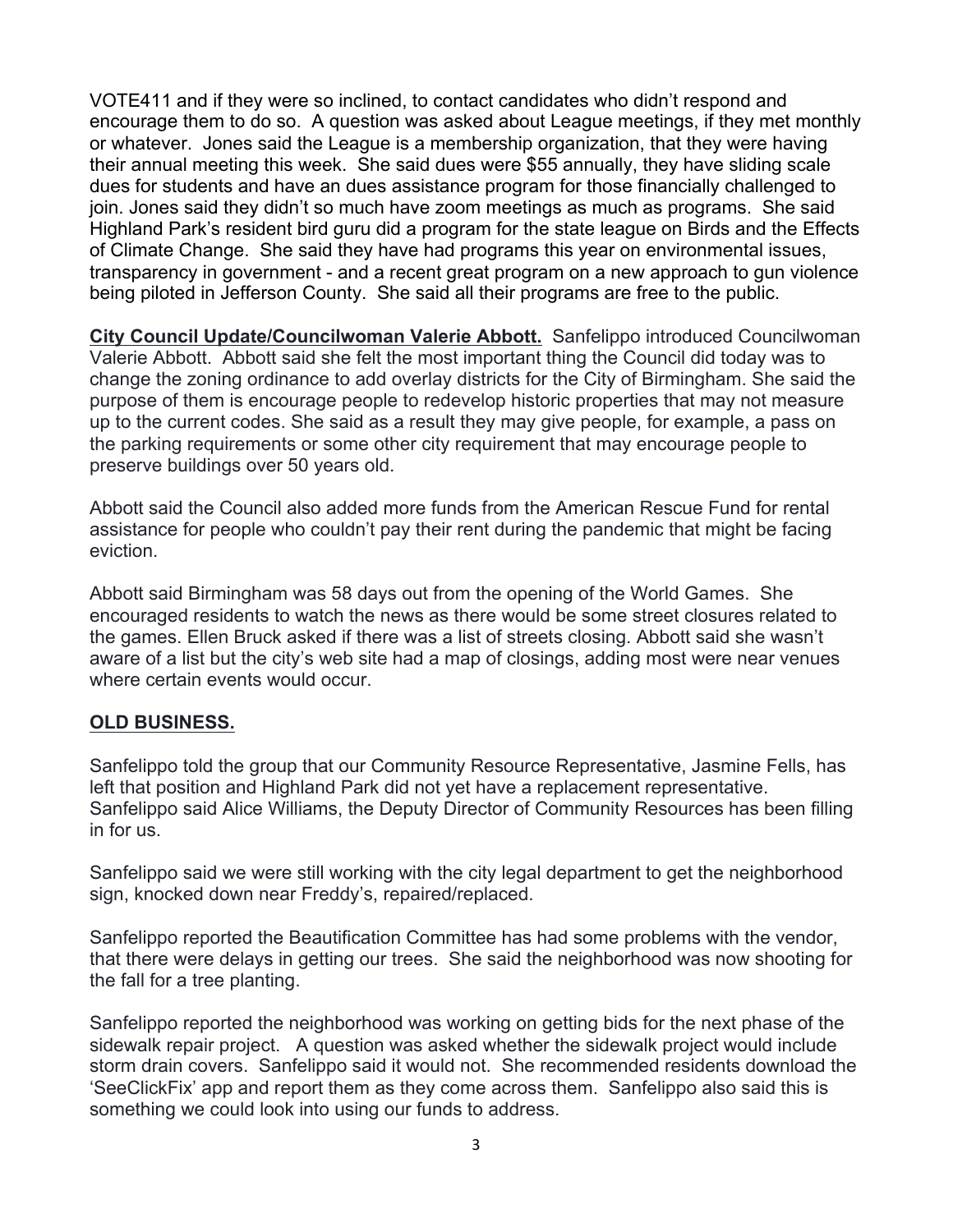VOTE411 and if they were so inclined, to contact candidates who didn't respond and encourage them to do so. A question was asked about League meetings, if they met monthly or whatever. Jones said the League is a membership organization, that they were having their annual meeting this week. She said dues were $55 annually, they have sliding scale dues for students and have an dues assistance program for those financially challenged to join. Jones said they didn't so much have zoom meetings as much as programs. She said Highland Park's resident bird guru did a program for the state league on Birds and the Effects of Climate Change. She said they have had programs this year on environmental issues, transparency in government - and a recent great program on a new approach to gun violence being piloted in Jefferson County. She said all their programs are free to the public.

**City Council Update/Councilwoman Valerie Abbott.** Sanfelippo introduced Councilwoman Valerie Abbott. Abbott said she felt the most important thing the Council did today was to change the zoning ordinance to add overlay districts for the City of Birmingham. She said the purpose of them is encourage people to redevelop historic properties that may not measure up to the current codes. She said as a result they may give people, for example, a pass on the parking requirements or some other city requirement that may encourage people to preserve buildings over 50 years old.

Abbott said the Council also added more funds from the American Rescue Fund for rental assistance for people who couldn't pay their rent during the pandemic that might be facing eviction.

Abbott said Birmingham was 58 days out from the opening of the World Games. She encouraged residents to watch the news as there would be some street closures related to the games. Ellen Bruck asked if there was a list of streets closing. Abbott said she wasn't aware of a list but the city's web site had a map of closings, adding most were near venues where certain events would occur.

## OLD BUSINESS.

Sanfelippo told the group that our Community Resource Representative, Jasmine Fells, has left that position and Highland Park did not yet have a replacement representative. Sanfelippo said Alice Williams, the Deputy Director of Community Resources has been filling in for us.

Sanfelippo said we were still working with the city legal department to get the neighborhood sign, knocked down near Freddy's, repaired/replaced.

Sanfelippo reported the Beautification Committee has had some problems with the vendor, that there were delays in getting our trees. She said the neighborhood was now shooting for the fall for a tree planting.

Sanfelippo reported the neighborhood was working on getting bids for the next phase of the sidewalk repair project. A question was asked whether the sidewalk project would include storm drain covers. Sanfelippo said it would not. She recommended residents download the 'SeeClickFix' app and report them as they come across them. Sanfelippo also said this is something we could look into using our funds to address.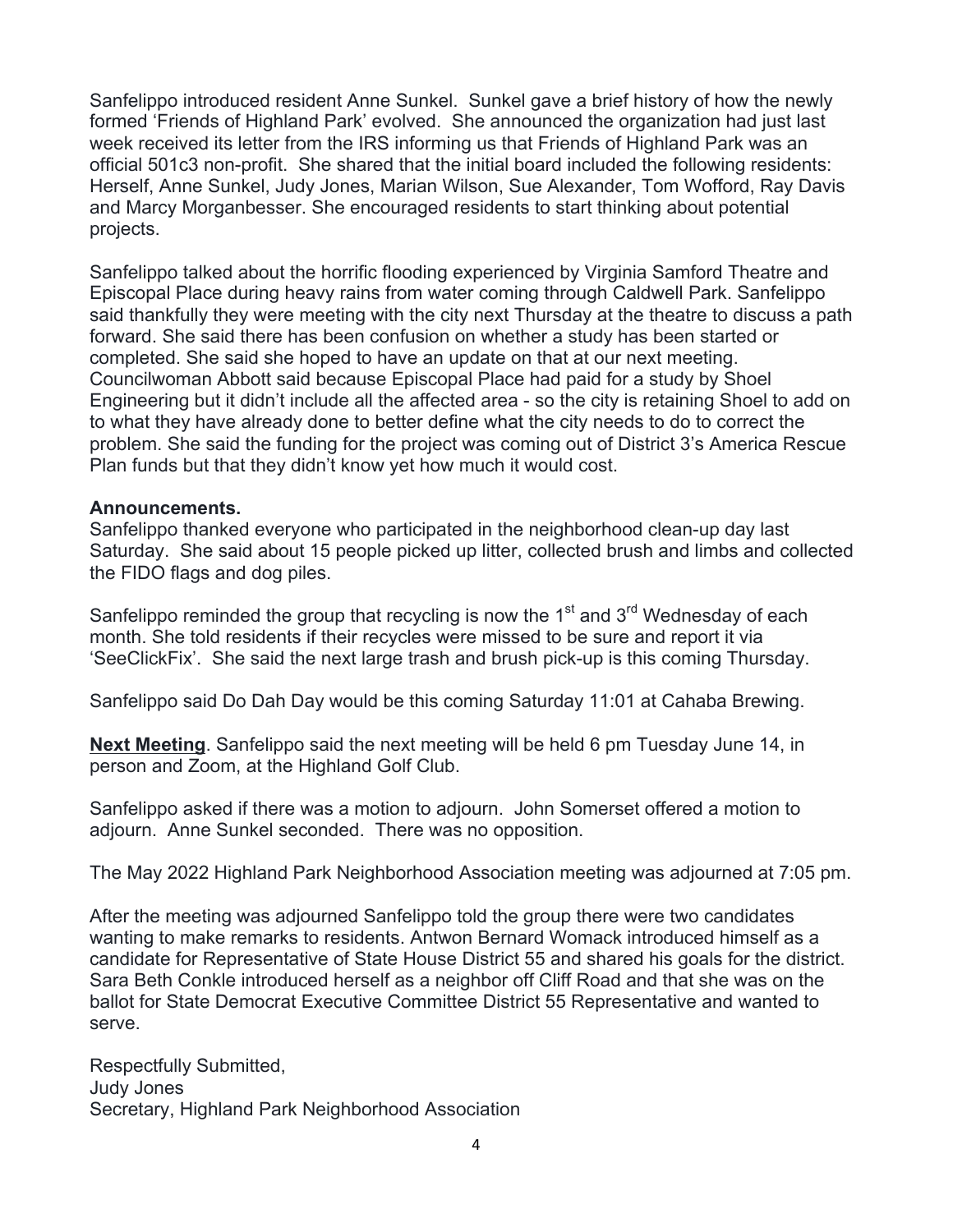Sanfelippo introduced resident Anne Sunkel. Sunkel gave a brief history of how the newly formed 'Friends of Highland Park' evolved. She announced the organization had just last week received its letter from the IRS informing us that Friends of Highland Park was an official 501c3 non-profit. She shared that the initial board included the following residents: Herself, Anne Sunkel, Judy Jones, Marian Wilson, Sue Alexander, Tom Wofford, Ray Davis and Marcy Morganbesser. She encouraged residents to start thinking about potential projects.

Sanfelippo talked about the horrific flooding experienced by Virginia Samford Theatre and Episcopal Place during heavy rains from water coming through Caldwell Park. Sanfelippo said thankfully they were meeting with the city next Thursday at the theatre to discuss a path forward. She said there has been confusion on whether a study has been started or completed. She said she hoped to have an update on that at our next meeting. Councilwoman Abbott said because Episcopal Place had paid for a study by Shoel Engineering but it didn't include all the affected area - so the city is retaining Shoel to add on to what they have already done to better define what the city needs to do to correct the problem. She said the funding for the project was coming out of District 3's America Rescue Plan funds but that they didn't know yet how much it would cost.

**Announcements.**
Sanfelippo thanked everyone who participated in the neighborhood clean-up day last Saturday. She said about 15 people picked up litter, collected brush and limbs and collected the FIDO flags and dog piles.

Sanfelippo reminded the group that recycling is now the 1st and 3rd Wednesday of each month. She told residents if their recycles were missed to be sure and report it via 'SeeClickFix'. She said the next large trash and brush pick-up is this coming Thursday.

Sanfelippo said Do Dah Day would be this coming Saturday 11:01 at Cahaba Brewing.

**Next Meeting**. Sanfelippo said the next meeting will be held 6 pm Tuesday June 14, in person and Zoom, at the Highland Golf Club.

Sanfelippo asked if there was a motion to adjourn. John Somerset offered a motion to adjourn. Anne Sunkel seconded. There was no opposition.

The May 2022 Highland Park Neighborhood Association meeting was adjourned at 7:05 pm.

After the meeting was adjourned Sanfelippo told the group there were two candidates wanting to make remarks to residents. Antwon Bernard Womack introduced himself as a candidate for Representative of State House District 55 and shared his goals for the district. Sara Beth Conkle introduced herself as a neighbor off Cliff Road and that she was on the ballot for State Democrat Executive Committee District 55 Representative and wanted to serve.

Respectfully Submitted,
Judy Jones
Secretary, Highland Park Neighborhood Association